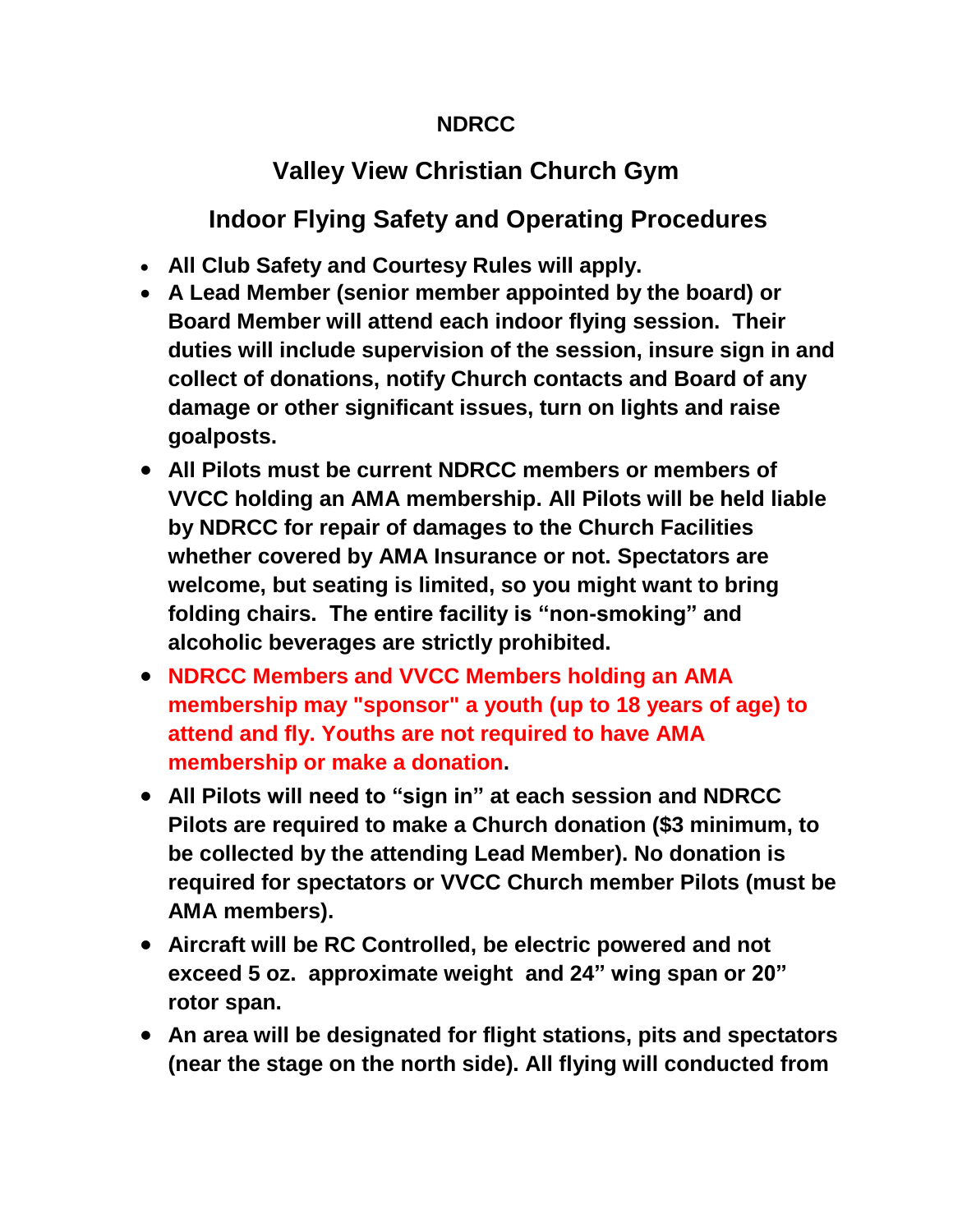**NDRCC**

## Valley View Christian Church Gym

## Indoor Flying Safety and Operating Procedures

- **All Club Safety and Courtesy Rules will apply.**
- **A Lead Member (senior member appointed by the board) or Board Member will attend each indoor flying session. Their duties will include supervision of the session, insure sign in and collect of donations, notify Church contacts and Board of any damage or other significant issues, turn on lights and raise goalposts.**
- **All Pilots must be current NDRCC members or members of VVCC holding an AMA membership. All Pilots will be held liable by NDRCC for repair of damages to the Church Facilities whether covered by AMA Insurance or not. Spectators are welcome, but seating is limited, so you might want to bring folding chairs. The entire facility is "non-smoking" and alcoholic beverages are strictly prohibited.**
- **NDRCC Members and VVCC Members holding an AMA membership may "sponsor" a youth (up to 18 years of age) to attend and fly. Youths are not required to have AMA membership or make a donation.**
- **All Pilots will need to "sign in" at each session and NDRCC Pilots are required to make a Church donation ($3 minimum, to be collected by the attending Lead Member). No donation is required for spectators or VVCC Church member Pilots (must be AMA members).**
- **Aircraft will be RC Controlled, be electric powered and not exceed 5 oz. approximate weight and 24" wing span or 20" rotor span.**
- **An area will be designated for flight stations, pits and spectators (near the stage on the north side). All flying will conducted from**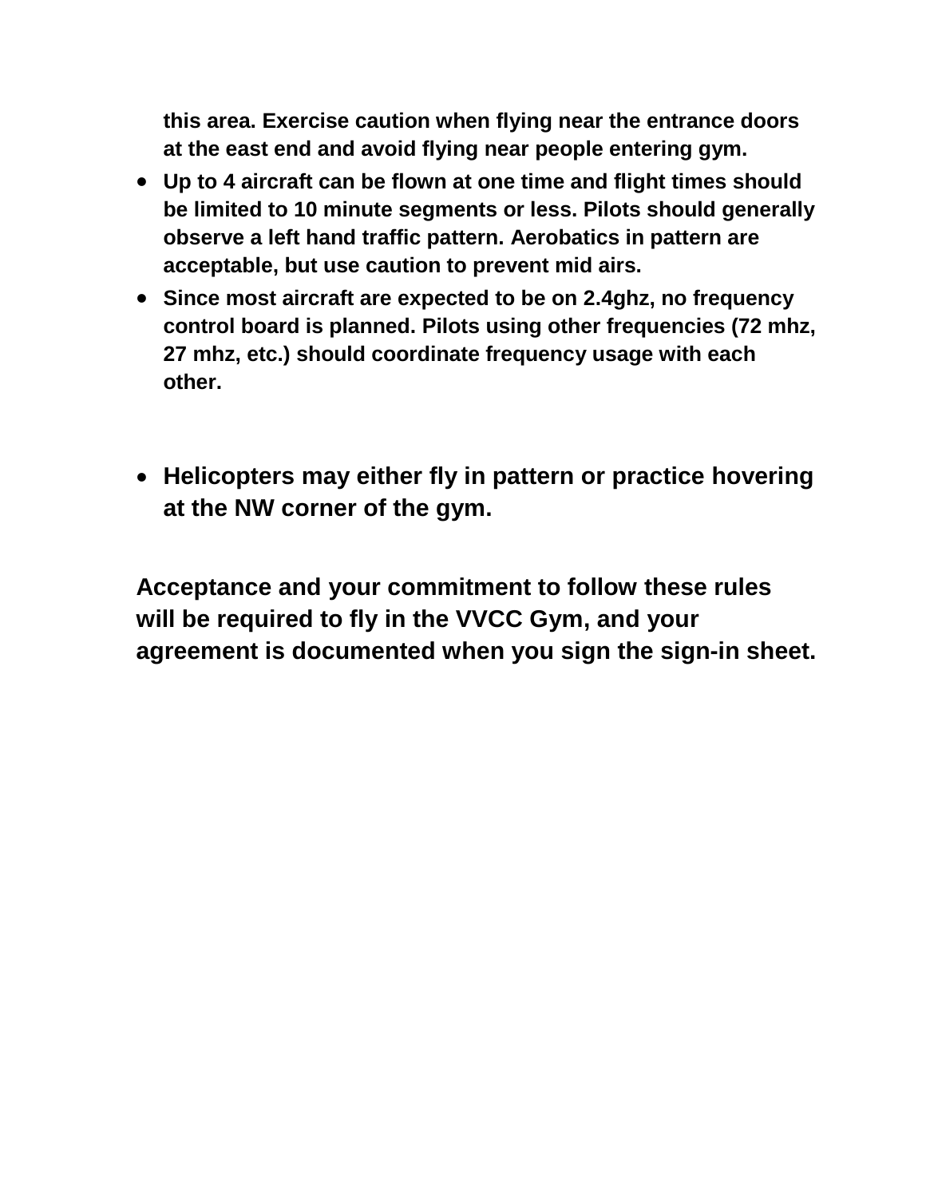**this area. Exercise caution when flying near the entrance doors at the east end and avoid flying near people entering gym.**

- **Up to 4 aircraft can be flown at one time and flight times should be limited to 10 minute segments or less. Pilots should generally observe a left hand traffic pattern. Aerobatics in pattern are acceptable, but use caution to prevent mid airs.**
- **Since most aircraft are expected to be on 2.4ghz, no frequency control board is planned. Pilots using other frequencies (72 mhz, 27 mhz, etc.) should coordinate frequency usage with each other.**

- **Helicopters may either fly in pattern or practice hovering at the NW corner of the gym.**

**Acceptance and your commitment to follow these rules will be required to fly in the VVCC Gym, and your agreement is documented when you sign the sign-in sheet.**